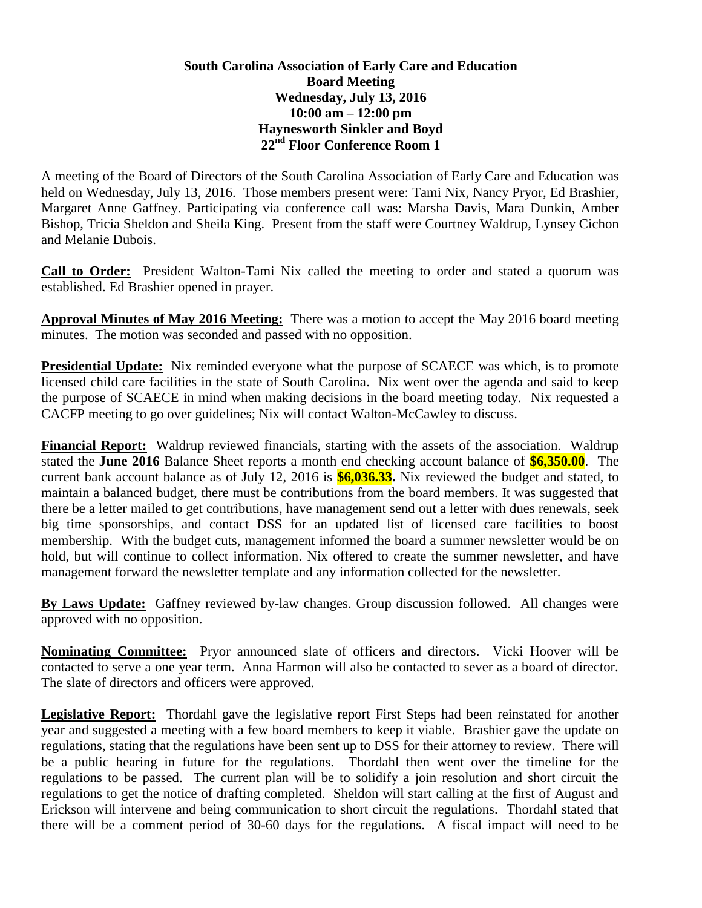**South Carolina Association of Early Care and Education**
**Board Meeting**
**Wednesday, July 13, 2016**
**10:00 am – 12:00 pm**
**Haynesworth Sinkler and Boyd**
**22nd Floor Conference Room 1**

A meeting of the Board of Directors of the South Carolina Association of Early Care and Education was held on Wednesday, July 13, 2016. Those members present were: Tami Nix, Nancy Pryor, Ed Brashier, Margaret Anne Gaffney. Participating via conference call was: Marsha Davis, Mara Dunkin, Amber Bishop, Tricia Sheldon and Sheila King. Present from the staff were Courtney Waldrup, Lynsey Cichon and Melanie Dubois.

**Call to Order:** President Walton-Tami Nix called the meeting to order and stated a quorum was established. Ed Brashier opened in prayer.

**Approval Minutes of May 2016 Meeting:** There was a motion to accept the May 2016 board meeting minutes. The motion was seconded and passed with no opposition.

**Presidential Update:** Nix reminded everyone what the purpose of SCAECE was which, is to promote licensed child care facilities in the state of South Carolina. Nix went over the agenda and said to keep the purpose of SCAECE in mind when making decisions in the board meeting today. Nix requested a CACFP meeting to go over guidelines; Nix will contact Walton-McCawley to discuss.

**Financial Report:** Waldrup reviewed financials, starting with the assets of the association. Waldrup stated the **June 2016** Balance Sheet reports a month end checking account balance of **$6,350.00**. The current bank account balance as of July 12, 2016 is **$6,036.33.** Nix reviewed the budget and stated, to maintain a balanced budget, there must be contributions from the board members. It was suggested that there be a letter mailed to get contributions, have management send out a letter with dues renewals, seek big time sponsorships, and contact DSS for an updated list of licensed care facilities to boost membership. With the budget cuts, management informed the board a summer newsletter would be on hold, but will continue to collect information. Nix offered to create the summer newsletter, and have management forward the newsletter template and any information collected for the newsletter.

**By Laws Update:** Gaffney reviewed by-law changes. Group discussion followed. All changes were approved with no opposition.

**Nominating Committee:** Pryor announced slate of officers and directors. Vicki Hoover will be contacted to serve a one year term. Anna Harmon will also be contacted to sever as a board of director. The slate of directors and officers were approved.

**Legislative Report:** Thordahl gave the legislative report First Steps had been reinstated for another year and suggested a meeting with a few board members to keep it viable. Brashier gave the update on regulations, stating that the regulations have been sent up to DSS for their attorney to review. There will be a public hearing in future for the regulations. Thordahl then went over the timeline for the regulations to be passed. The current plan will be to solidify a join resolution and short circuit the regulations to get the notice of drafting completed. Sheldon will start calling at the first of August and Erickson will intervene and being communication to short circuit the regulations. Thordahl stated that there will be a comment period of 30-60 days for the regulations. A fiscal impact will need to be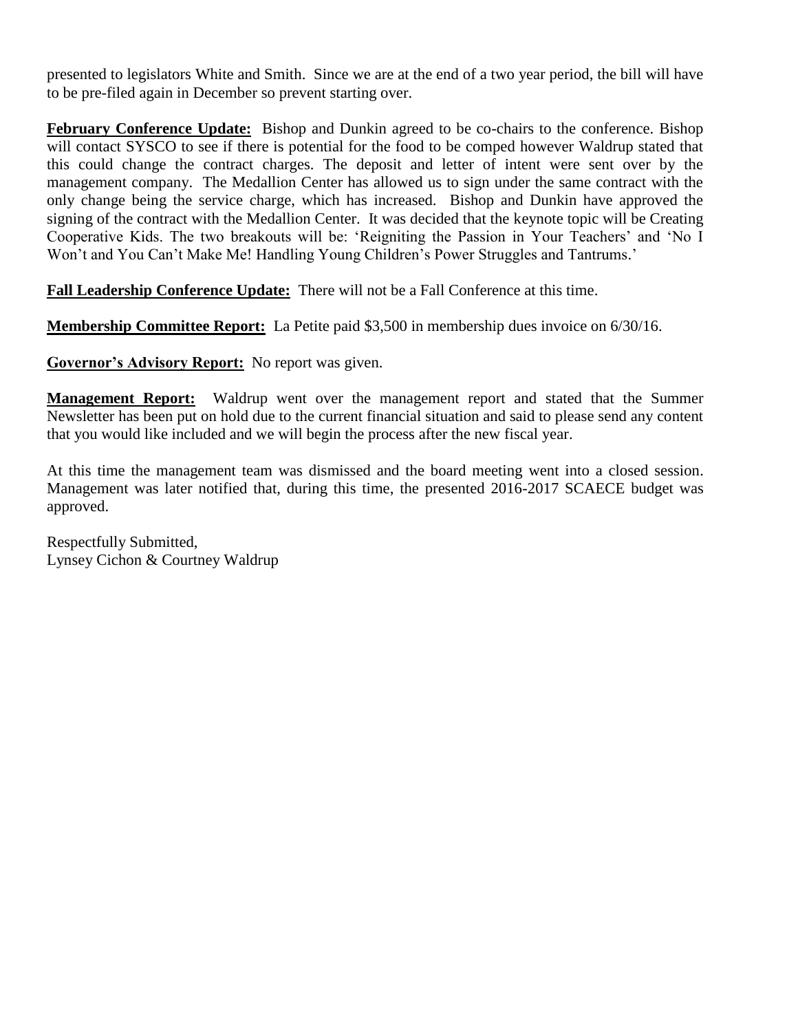presented to legislators White and Smith. Since we are at the end of a two year period, the bill will have to be pre-filed again in December so prevent starting over.

**February Conference Update:** Bishop and Dunkin agreed to be co-chairs to the conference. Bishop will contact SYSCO to see if there is potential for the food to be comped however Waldrup stated that this could change the contract charges. The deposit and letter of intent were sent over by the management company. The Medallion Center has allowed us to sign under the same contract with the only change being the service charge, which has increased. Bishop and Dunkin have approved the signing of the contract with the Medallion Center. It was decided that the keynote topic will be Creating Cooperative Kids. The two breakouts will be: 'Reigniting the Passion in Your Teachers' and 'No I Won't and You Can't Make Me! Handling Young Children's Power Struggles and Tantrums.'

**Fall Leadership Conference Update:** There will not be a Fall Conference at this time.

**Membership Committee Report:** La Petite paid $3,500 in membership dues invoice on 6/30/16.

**Governor's Advisory Report:** No report was given.

**Management Report:** Waldrup went over the management report and stated that the Summer Newsletter has been put on hold due to the current financial situation and said to please send any content that you would like included and we will begin the process after the new fiscal year.

At this time the management team was dismissed and the board meeting went into a closed session. Management was later notified that, during this time, the presented 2016-2017 SCAECE budget was approved.

Respectfully Submitted,
Lynsey Cichon & Courtney Waldrup